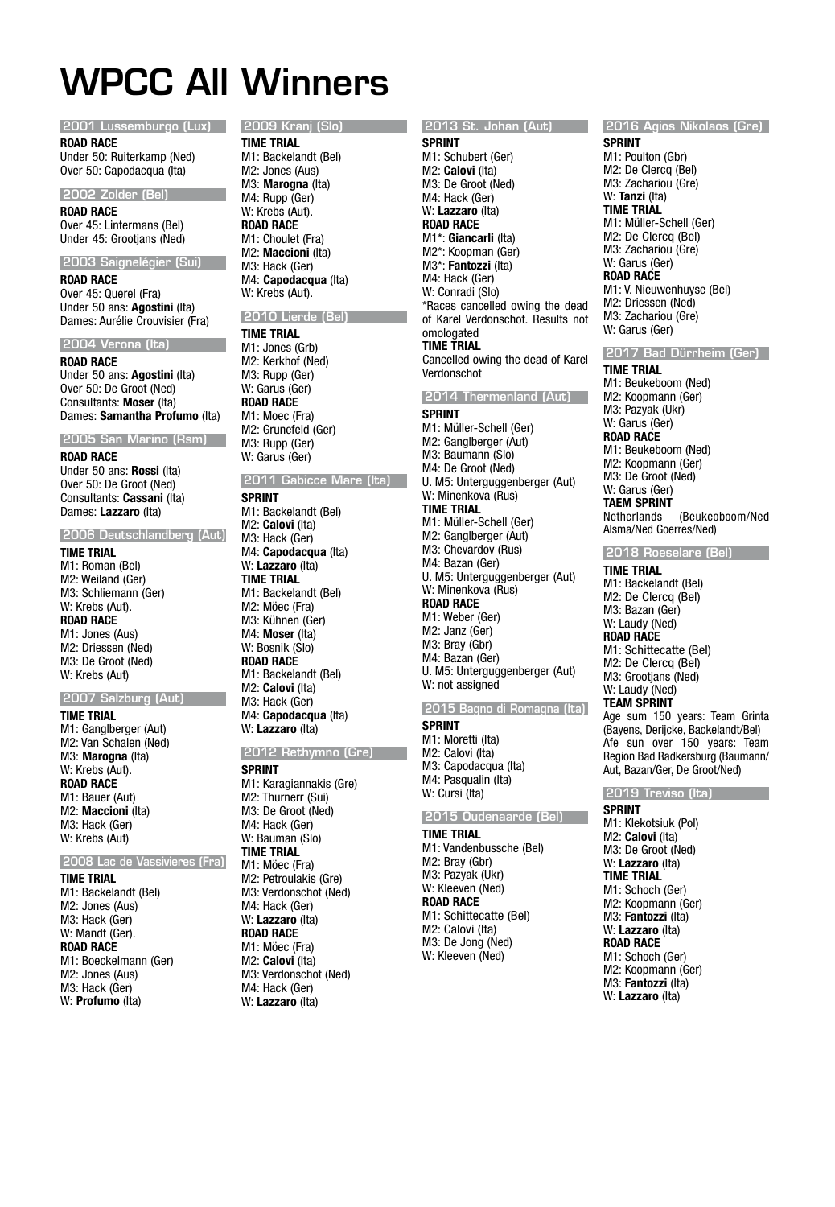# WPCC All Winners

## 2001 Lussemburgo (Lux)

**ROAD RACE**
Under 50: Ruiterkamp (Ned)
Over 50: Capodacqua (Ita)

## 2002 Zolder (Bel)

**ROAD RACE**
Over 45: Lintermans (Bel)
Under 45: Grootjans (Ned)

## 2003 Saignelégier (Sui)

**ROAD RACE**
Over 45: Querel (Fra)
Under 50 ans: **Agostini** (Ita)
Dames: Aurélie Crouvisier (Fra)

## 2004 Verona (Ita)

**ROAD RACE**
Under 50 ans: **Agostini** (Ita)
Over 50: De Groot (Ned)
Consultants: **Moser** (Ita)
Dames: **Samantha Profumo** (Ita)

## 2005 San Marino (Rsm)

**ROAD RACE**
Under 50 ans: **Rossi** (Ita)
Over 50: De Groot (Ned)
Consultants: **Cassani** (Ita)
Dames: **Lazzaro** (Ita)

## 2006 Deutschlandberg (Aut)

**TIME TRIAL**
M1: Roman (Bel)
M2: Weiland (Ger)
M3: Schliemann (Ger)
W: Krebs (Aut).

**ROAD RACE**
M1: Jones (Aus)
M2: Driessen (Ned)
M3: De Groot (Ned)
W: Krebs (Aut)

## 2007 Salzburg (Aut)

**TIME TRIAL**
M1: Ganglberger (Aut)
M2: Van Schalen (Ned)
M3: **Marogna** (Ita)
W: Krebs (Aut).

**ROAD RACE**
M1: Bauer (Aut)
M2: **Maccioni** (Ita)
M3: Hack (Ger)
W: Krebs (Aut)

## 2008 Lac de Vassivieres (Fra)

**TIME TRIAL**
M1: Backelandt (Bel)
M2: Jones (Aus)
M3: Hack (Ger)
W: Mandt (Ger).

**ROAD RACE**
M1: Boeckelmann (Ger)
M2: Jones (Aus)
M3: Hack (Ger)
W: **Profumo** (Ita)

## 2009 Kranj (Slo)

**TIME TRIAL**
M1: Backelandt (Bel)
M2: Jones (Aus)
M3: **Marogna** (Ita)
M4: Rupp (Ger)
W: Krebs (Aut).

**ROAD RACE**
M1: Choulet (Fra)
M2: **Maccioni** (Ita)
M3: Hack (Ger)
M4: **Capodacqua** (Ita)
W: Krebs (Aut).

## 2010 Lierde (Bel)

**TIME TRIAL**
M1: Jones (Grb)
M2: Kerkhof (Ned)
M3: Rupp (Ger)
W: Garus (Ger)

**ROAD RACE**
M1: Moec (Fra)
M2: Grunefeld (Ger)
M3: Rupp (Ger)
W: Garus (Ger)

## 2011 Gabicce Mare (Ita)

**SPRINT**
M1: Backelandt (Bel)
M2: **Calovi** (Ita)
M3: Hack (Ger)
M4: **Capodacqua** (Ita)
W: **Lazzaro** (Ita)

**TIME TRIAL**
M1: Backelandt (Bel)
M2: Möec (Fra)
M3: Kühnen (Ger)
M4: **Moser** (Ita)
W: Bosnik (Slo)

**ROAD RACE**
M1: Backelandt (Bel)
M2: **Calovi** (Ita)
M3: Hack (Ger)
M4: **Capodacqua** (Ita)
W: **Lazzaro** (Ita)

## 2012 Rethymno (Gre)

**SPRINT**
M1: Karagiannakis (Gre)
M2: Thurnerr (Sui)
M3: De Groot (Ned)
M4: Hack (Ger)
W: Bauman (Slo)

**TIME TRIAL**
M1: Möec (Fra)
M2: Petroulakis (Gre)
M3: Verdonschot (Ned)
M4: Hack (Ger)
W: **Lazzaro** (Ita)

**ROAD RACE**
M1: Möec (Fra)
M2: **Calovi** (Ita)
M3: Verdonschot (Ned)
M4: Hack (Ger)
W: **Lazzaro** (Ita)

## 2013 St. Johan (Aut)

**SPRINT**
M1: Schubert (Ger)
M2: **Calovi** (Ita)
M3: De Groot (Ned)
M4: Hack (Ger)
W: **Lazzaro** (Ita)

**ROAD RACE**
M1*: **Giancarli** (Ita)
M2*: Koopman (Ger)
M3*: **Fantozzi** (Ita)
M4: Hack (Ger)
W: Conradi (Slo)
*Races cancelled owing the dead of Karel Verdonschot. Results not omologated

**TIME TRIAL**
Cancelled owing the dead of Karel Verdonschot

## 2014 Thermenland (Aut)

**SPRINT**
M1: Müller-Schell (Ger)
M2: Ganglberger (Aut)
M3: Baumann (Slo)
M4: De Groot (Ned)
U. M5: Unterguggenberger (Aut)
W: Minenkova (Rus)

**TIME TRIAL**
M1: Müller-Schell (Ger)
M2: Ganglberger (Aut)
M3: Chevardov (Rus)
M4: Bazan (Ger)
U. M5: Unterguggenberger (Aut)
W: Minenkova (Rus)

**ROAD RACE**
M1: Weber (Ger)
M2: Janz (Ger)
M3: Bray (Gbr)
M4: Bazan (Ger)
U. M5: Unterguggenberger (Aut)
W: not assigned

## 2015 Bagno di Romagna (Ita)

**SPRINT**
M1: Moretti (Ita)
M2: Calovi (Ita)
M3: Capodacqua (Ita)
M4: Pasqualin (Ita)
W: Cursi (Ita)

## 2015 Oudenaarde (Bel)

**TIME TRIAL**
M1: Vandenbussche (Bel)
M2: Bray (Gbr)
M3: Pazyak (Ukr)
W: Kleeven (Ned)

**ROAD RACE**
M1: Schittecatte (Bel)
M2: Calovi (Ita)
M3: De Jong (Ned)
W: Kleeven (Ned)

## 2016 Agios Nikolaos (Gre)

**SPRINT**
M1: Poulton (Gbr)
M2: De Clercq (Bel)
M3: Zachariou (Gre)
W: **Tanzi** (Ita)

**TIME TRIAL**
M1: Müller-Schell (Ger)
M2: De Clercq (Bel)
M3: Zachariou (Gre)
W: Garus (Ger)

**ROAD RACE**
M1: V. Nieuwenhuyse (Bel)
M2: Driessen (Ned)
M3: Zachariou (Gre)
W: Garus (Ger)

## 2017 Bad Dürrheim (Ger)

**TIME TRIAL**
M1: Beukeboom (Ned)
M2: Koopmann (Ger)
M3: Pazyak (Ukr)
W: Garus (Ger)

**ROAD RACE**
M1: Beukeboom (Ned)
M2: Koopmann (Ger)
M3: De Groot (Ned)
W: Garus (Ger)

**TAEM SPRINT**
Netherlands (Beukeoboom/Ned Alsma/Ned Goerres/Ned)

## 2018 Roeselare (Bel)

**TIME TRIAL**
M1: Backelandt (Bel)
M2: De Clercq (Bel)
M3: Bazan (Ger)
W: Laudy (Ned)

**ROAD RACE**
M1: Schittecatte (Bel)
M2: De Clercq (Bel)
M3: Grootjans (Ned)
W: Laudy (Ned)

**TEAM SPRINT**
Age sum 150 years: Team Grinta (Bayens, Derijcke, Backelandt/Bel)
Afe sun over 150 years: Team Region Bad Radkersburg (Baumann/Aut, Bazan/Ger, De Groot/Ned)

## 2019 Treviso (Ita)

**SPRINT**
M1: Klekotsiuk (Pol)
M2: **Calovi** (Ita)
M3: De Groot (Ned)
W: **Lazzaro** (Ita)

**TIME TRIAL**
M1: Schoch (Ger)
M2: Koopmann (Ger)
M3: **Fantozzi** (Ita)
W: **Lazzaro** (Ita)

**ROAD RACE**
M1: Schoch (Ger)
M2: Koopmann (Ger)
M3: **Fantozzi** (Ita)
W: **Lazzaro** (Ita)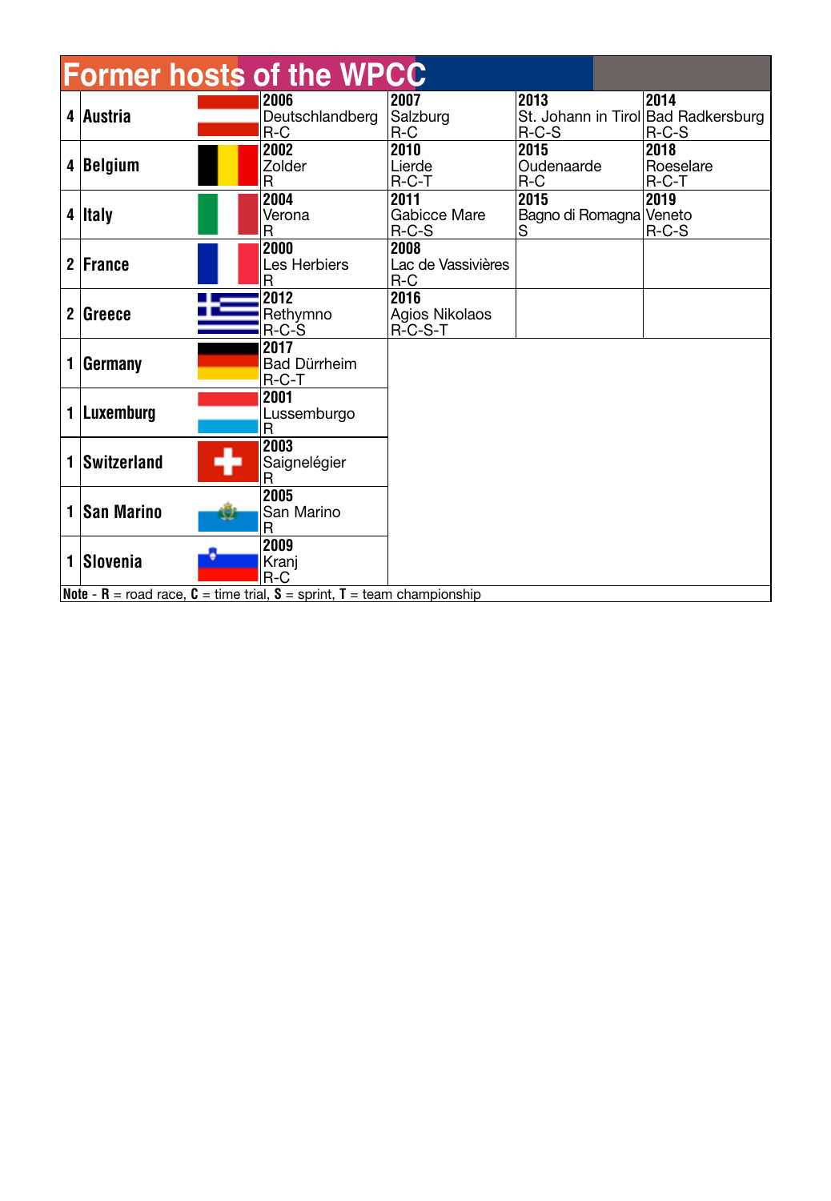## Former hosts of the WPCC

| | Country | | | | | |
|---|---|---|---|---|---|---|
| 4 | Austria | | **2006** Deutschlandberg R-C | **2007** Salzburg R-C | **2013** St. Johann in Tirol R-C-S | **2014** Bad Radkersburg R-C-S |
| 4 | Belgium | | **2002** Zolder R | **2010** Lierde R-C-T | **2015** Oudenaarde R-C | **2018** Roeselare R-C-T |
| 4 | Italy | | **2004** Verona R | **2011** Gabicce Mare R-C-S | **2015** Bagno di Romagna S | **2019** Veneto R-C-S |
| 2 | France | | **2000** Les Herbiers R | **2008** Lac de Vassivières R-C | | |
| 2 | Greece | | **2012** Rethymno R-C-S | **2016** Agios Nikolaos R-C-S-T | | |
| 1 | Germany | | **2017** Bad Dürrheim R-C-T | | | |
| 1 | Luxemburg | | **2001** Lussemburgo R | | | |
| 1 | Switzerland | | **2003** Saignelégier R | | | |
| 1 | San Marino | | **2005** San Marino R | | | |
| 1 | Slovenia | | **2009** Kranj R-C | | | |

**Note** - **R** = road race, **C** = time trial, **S** = sprint, **T** = team championship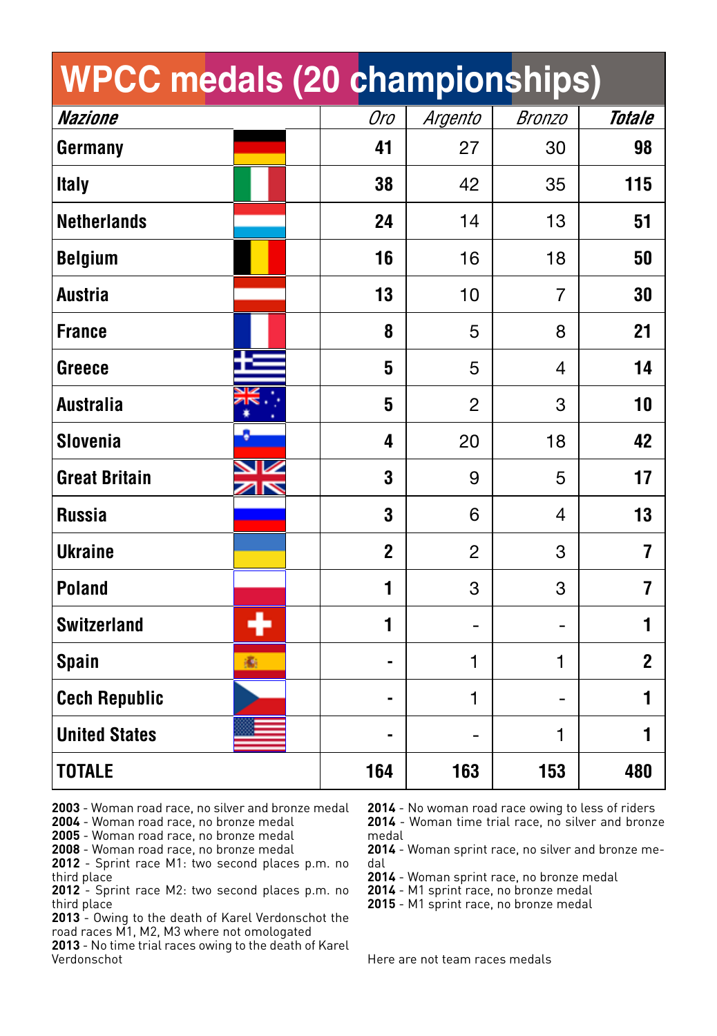# WPCC medals (20 championships)

| *Nazione* | | *Oro* | *Argento* | *Bronzo* | ***Totale*** |
|---|---|---|---|---|---|
| **Germany** | | **41** | 27 | 30 | **98** |
| **Italy** | | **38** | 42 | 35 | **115** |
| **Netherlands** | | **24** | 14 | 13 | **51** |
| **Belgium** | | **16** | 16 | 18 | **50** |
| **Austria** | | **13** | 10 | 7 | **30** |
| **France** | | **8** | 5 | 8 | **21** |
| **Greece** | | **5** | 5 | 4 | **14** |
| **Australia** | | **5** | 2 | 3 | **10** |
| **Slovenia** | | **4** | 20 | 18 | **42** |
| **Great Britain** | | **3** | 9 | 5 | **17** |
| **Russia** | | **3** | 6 | 4 | **13** |
| **Ukraine** | | **2** | 2 | 3 | **7** |
| **Poland** | | **1** | 3 | 3 | **7** |
| **Switzerland** | | **1** | - | - | **1** |
| **Spain** | | **-** | 1 | 1 | **2** |
| **Cech Republic** | | **-** | 1 | - | **1** |
| **United States** | | **-** | - | 1 | **1** |
| **TOTALE** | | **164** | **163** | **153** | **480** |

**2003** - Woman road race, no silver and bronze medal
**2004** - Woman road race, no bronze medal
**2005** - Woman road race, no bronze medal
**2008** - Woman road race, no bronze medal
**2012** - Sprint race M1: two second places p.m. no third place
**2012** - Sprint race M2: two second places p.m. no third place
**2013** - Owing to the death of Karel Verdonschot the road races M1, M2, M3 where not omologated
**2013** - No time trial races owing to the death of Karel Verdonschot

**2014** - No woman road race owing to less of riders
**2014** - Woman time trial race, no silver and bronze medal
**2014** - Woman sprint race, no silver and bronze medal
**2014** - Woman sprint race, no bronze medal
**2014** - M1 sprint race, no bronze medal
**2015** - M1 sprint race, no bronze medal

Here are not team races medals